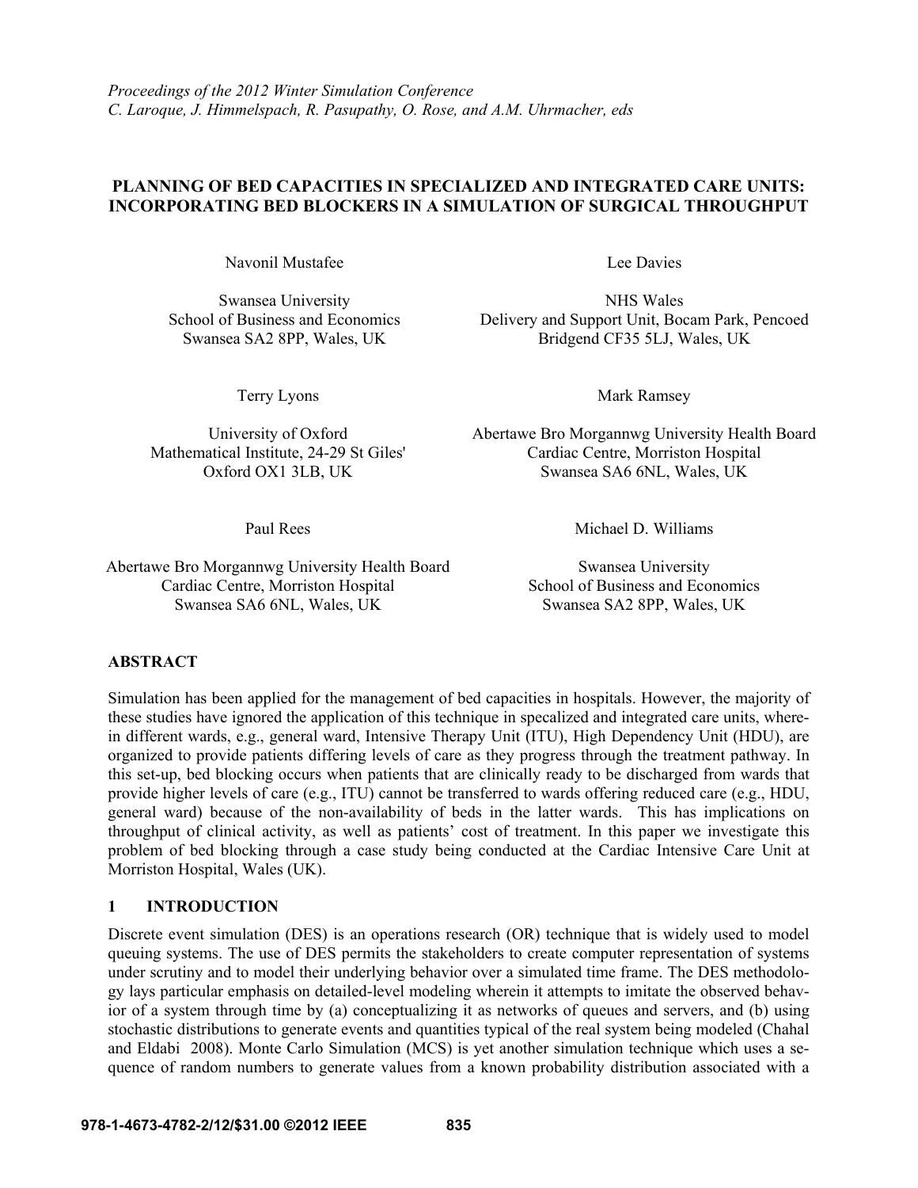*Proceedings of the 2012 Winter Simulation Conference*
*C. Laroque, J. Himmelspach, R. Pasupathy, O. Rose, and A.M. Uhrmacher, eds*

# PLANNING OF BED CAPACITIES IN SPECIALIZED AND INTEGRATED CARE UNITS: INCORPORATING BED BLOCKERS IN A SIMULATION OF SURGICAL THROUGHPUT

Navonil Mustafee

Swansea University
School of Business and Economics
Swansea SA2 8PP, Wales, UK

Lee Davies

NHS Wales
Delivery and Support Unit, Bocam Park, Pencoed
Bridgend CF35 5LJ, Wales, UK

Terry Lyons

University of Oxford
Mathematical Institute, 24-29 St Giles'
Oxford OX1 3LB, UK

Mark Ramsey

Abertawe Bro Morgannwg University Health Board
Cardiac Centre, Morriston Hospital
Swansea SA6 6NL, Wales, UK

Paul Rees

Abertawe Bro Morgannwg University Health Board
Cardiac Centre, Morriston Hospital
Swansea SA6 6NL, Wales, UK

Michael D. Williams

Swansea University
School of Business and Economics
Swansea SA2 8PP, Wales, UK

## ABSTRACT

Simulation has been applied for the management of bed capacities in hospitals. However, the majority of these studies have ignored the application of this technique in specalized and integrated care units, wherein different wards, e.g., general ward, Intensive Therapy Unit (ITU), High Dependency Unit (HDU), are organized to provide patients differing levels of care as they progress through the treatment pathway. In this set-up, bed blocking occurs when patients that are clinically ready to be discharged from wards that provide higher levels of care (e.g., ITU) cannot be transferred to wards offering reduced care (e.g., HDU, general ward) because of the non-availability of beds in the latter wards. This has implications on throughput of clinical activity, as well as patients' cost of treatment. In this paper we investigate this problem of bed blocking through a case study being conducted at the Cardiac Intensive Care Unit at Morriston Hospital, Wales (UK).

## 1 INTRODUCTION

Discrete event simulation (DES) is an operations research (OR) technique that is widely used to model queuing systems. The use of DES permits the stakeholders to create computer representation of systems under scrutiny and to model their underlying behavior over a simulated time frame. The DES methodology lays particular emphasis on detailed-level modeling wherein it attempts to imitate the observed behavior of a system through time by (a) conceptualizing it as networks of queues and servers, and (b) using stochastic distributions to generate events and quantities typical of the real system being modeled (Chahal and Eldabi 2008). Monte Carlo Simulation (MCS) is yet another simulation technique which uses a sequence of random numbers to generate values from a known probability distribution associated with a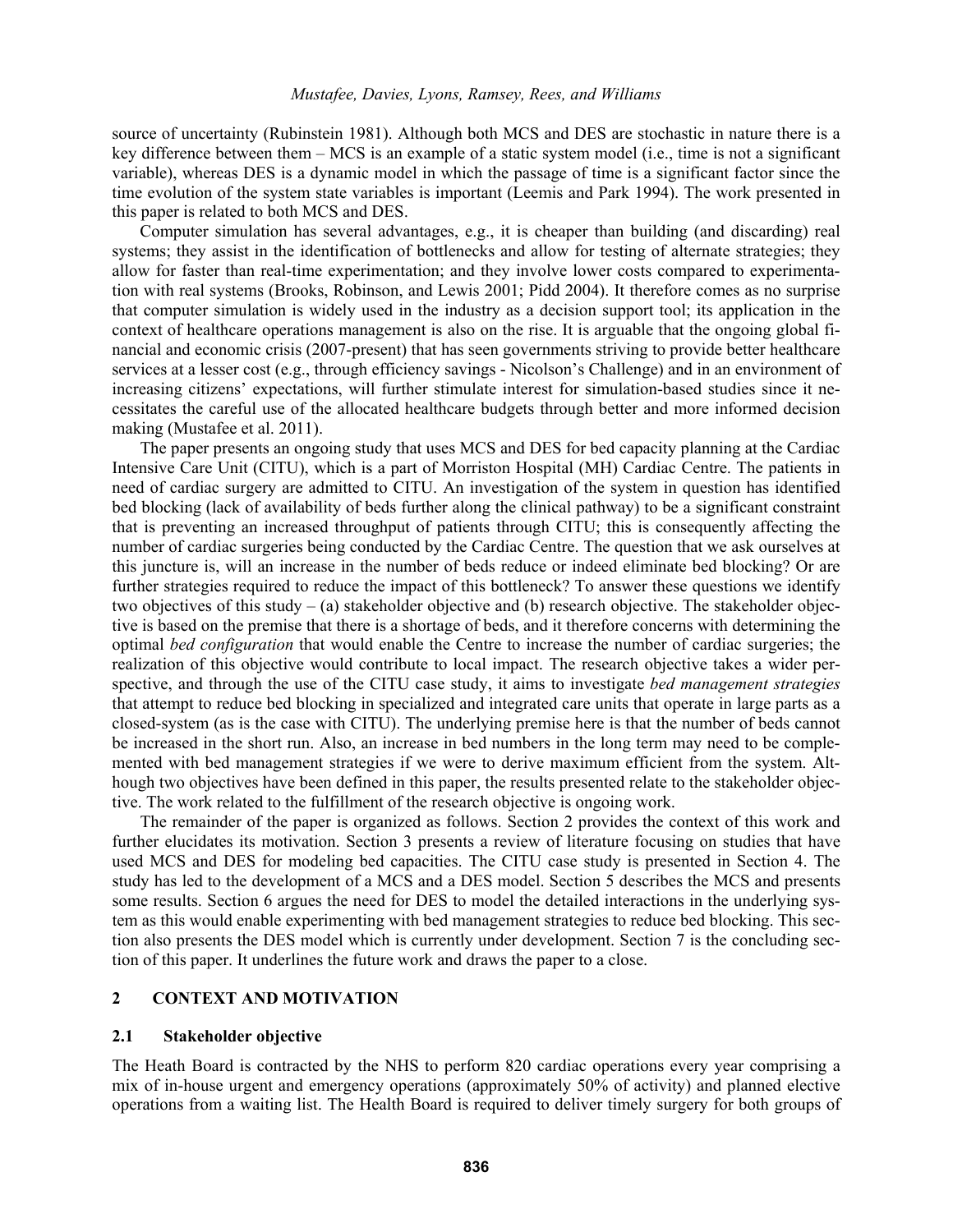source of uncertainty (Rubinstein 1981). Although both MCS and DES are stochastic in nature there is a key difference between them – MCS is an example of a static system model (i.e., time is not a significant variable), whereas DES is a dynamic model in which the passage of time is a significant factor since the time evolution of the system state variables is important (Leemis and Park 1994). The work presented in this paper is related to both MCS and DES.

Computer simulation has several advantages, e.g., it is cheaper than building (and discarding) real systems; they assist in the identification of bottlenecks and allow for testing of alternate strategies; they allow for faster than real-time experimentation; and they involve lower costs compared to experimentation with real systems (Brooks, Robinson, and Lewis 2001; Pidd 2004). It therefore comes as no surprise that computer simulation is widely used in the industry as a decision support tool; its application in the context of healthcare operations management is also on the rise. It is arguable that the ongoing global financial and economic crisis (2007-present) that has seen governments striving to provide better healthcare services at a lesser cost (e.g., through efficiency savings - Nicolson's Challenge) and in an environment of increasing citizens' expectations, will further stimulate interest for simulation-based studies since it necessitates the careful use of the allocated healthcare budgets through better and more informed decision making (Mustafee et al. 2011).

The paper presents an ongoing study that uses MCS and DES for bed capacity planning at the Cardiac Intensive Care Unit (CITU), which is a part of Morriston Hospital (MH) Cardiac Centre. The patients in need of cardiac surgery are admitted to CITU. An investigation of the system in question has identified bed blocking (lack of availability of beds further along the clinical pathway) to be a significant constraint that is preventing an increased throughput of patients through CITU; this is consequently affecting the number of cardiac surgeries being conducted by the Cardiac Centre. The question that we ask ourselves at this juncture is, will an increase in the number of beds reduce or indeed eliminate bed blocking? Or are further strategies required to reduce the impact of this bottleneck? To answer these questions we identify two objectives of this study – (a) stakeholder objective and (b) research objective. The stakeholder objective is based on the premise that there is a shortage of beds, and it therefore concerns with determining the optimal *bed configuration* that would enable the Centre to increase the number of cardiac surgeries; the realization of this objective would contribute to local impact. The research objective takes a wider perspective, and through the use of the CITU case study, it aims to investigate *bed management strategies* that attempt to reduce bed blocking in specialized and integrated care units that operate in large parts as a closed-system (as is the case with CITU). The underlying premise here is that the number of beds cannot be increased in the short run. Also, an increase in bed numbers in the long term may need to be complemented with bed management strategies if we were to derive maximum efficient from the system. Although two objectives have been defined in this paper, the results presented relate to the stakeholder objective. The work related to the fulfillment of the research objective is ongoing work.

The remainder of the paper is organized as follows. Section 2 provides the context of this work and further elucidates its motivation. Section 3 presents a review of literature focusing on studies that have used MCS and DES for modeling bed capacities. The CITU case study is presented in Section 4. The study has led to the development of a MCS and a DES model. Section 5 describes the MCS and presents some results. Section 6 argues the need for DES to model the detailed interactions in the underlying system as this would enable experimenting with bed management strategies to reduce bed blocking. This section also presents the DES model which is currently under development. Section 7 is the concluding section of this paper. It underlines the future work and draws the paper to a close.

## 2 CONTEXT AND MOTIVATION

### 2.1 Stakeholder objective

The Heath Board is contracted by the NHS to perform 820 cardiac operations every year comprising a mix of in-house urgent and emergency operations (approximately 50% of activity) and planned elective operations from a waiting list. The Health Board is required to deliver timely surgery for both groups of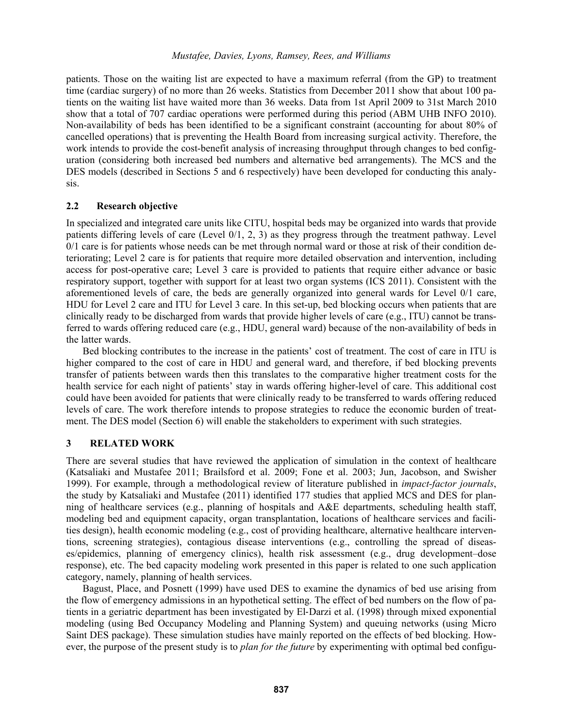patients. Those on the waiting list are expected to have a maximum referral (from the GP) to treatment time (cardiac surgery) of no more than 26 weeks. Statistics from December 2011 show that about 100 patients on the waiting list have waited more than 36 weeks. Data from 1st April 2009 to 31st March 2010 show that a total of 707 cardiac operations were performed during this period (ABM UHB INFO 2010). Non-availability of beds has been identified to be a significant constraint (accounting for about 80% of cancelled operations) that is preventing the Health Board from increasing surgical activity. Therefore, the work intends to provide the cost-benefit analysis of increasing throughput through changes to bed configuration (considering both increased bed numbers and alternative bed arrangements). The MCS and the DES models (described in Sections 5 and 6 respectively) have been developed for conducting this analysis.

### 2.2 Research objective

In specialized and integrated care units like CITU, hospital beds may be organized into wards that provide patients differing levels of care (Level 0/1, 2, 3) as they progress through the treatment pathway. Level 0/1 care is for patients whose needs can be met through normal ward or those at risk of their condition deteriorating; Level 2 care is for patients that require more detailed observation and intervention, including access for post-operative care; Level 3 care is provided to patients that require either advance or basic respiratory support, together with support for at least two organ systems (ICS 2011). Consistent with the aforementioned levels of care, the beds are generally organized into general wards for Level 0/1 care, HDU for Level 2 care and ITU for Level 3 care. In this set-up, bed blocking occurs when patients that are clinically ready to be discharged from wards that provide higher levels of care (e.g., ITU) cannot be transferred to wards offering reduced care (e.g., HDU, general ward) because of the non-availability of beds in the latter wards.

Bed blocking contributes to the increase in the patients' cost of treatment. The cost of care in ITU is higher compared to the cost of care in HDU and general ward, and therefore, if bed blocking prevents transfer of patients between wards then this translates to the comparative higher treatment costs for the health service for each night of patients' stay in wards offering higher-level of care. This additional cost could have been avoided for patients that were clinically ready to be transferred to wards offering reduced levels of care. The work therefore intends to propose strategies to reduce the economic burden of treatment. The DES model (Section 6) will enable the stakeholders to experiment with such strategies.

## 3 RELATED WORK

There are several studies that have reviewed the application of simulation in the context of healthcare (Katsaliaki and Mustafee 2011; Brailsford et al. 2009; Fone et al. 2003; Jun, Jacobson, and Swisher 1999). For example, through a methodological review of literature published in *impact-factor journals*, the study by Katsaliaki and Mustafee (2011) identified 177 studies that applied MCS and DES for planning of healthcare services (e.g., planning of hospitals and A&E departments, scheduling health staff, modeling bed and equipment capacity, organ transplantation, locations of healthcare services and facilities design), health economic modeling (e.g., cost of providing healthcare, alternative healthcare interventions, screening strategies), contagious disease interventions (e.g., controlling the spread of diseases/epidemics, planning of emergency clinics), health risk assessment (e.g., drug development–dose response), etc. The bed capacity modeling work presented in this paper is related to one such application category, namely, planning of health services.

Bagust, Place, and Posnett (1999) have used DES to examine the dynamics of bed use arising from the flow of emergency admissions in an hypothetical setting. The effect of bed numbers on the flow of patients in a geriatric department has been investigated by El-Darzi et al. (1998) through mixed exponential modeling (using Bed Occupancy Modeling and Planning System) and queuing networks (using Micro Saint DES package). These simulation studies have mainly reported on the effects of bed blocking. However, the purpose of the present study is to *plan for the future* by experimenting with optimal bed configu-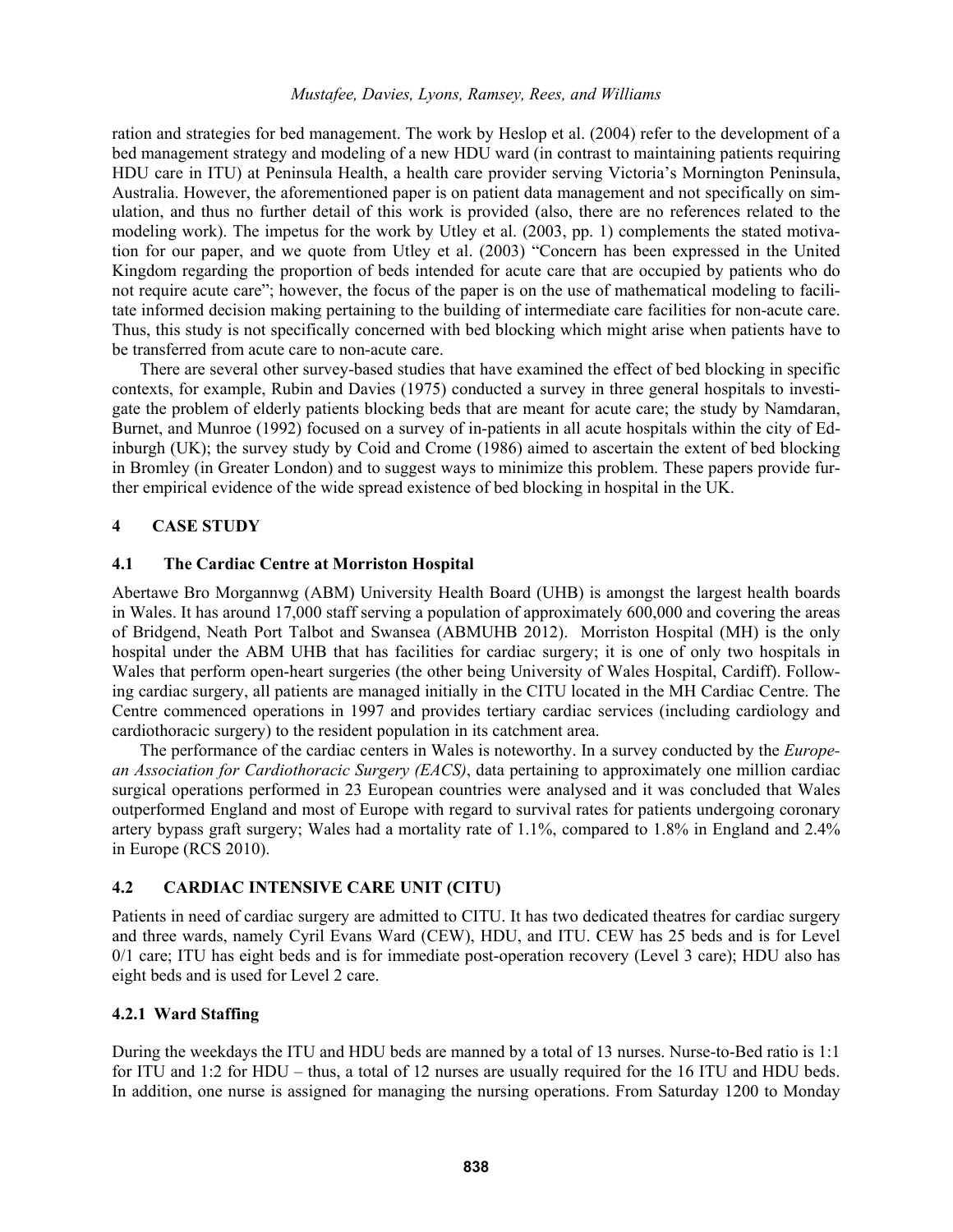ration and strategies for bed management. The work by Heslop et al. (2004) refer to the development of a bed management strategy and modeling of a new HDU ward (in contrast to maintaining patients requiring HDU care in ITU) at Peninsula Health, a health care provider serving Victoria's Mornington Peninsula, Australia. However, the aforementioned paper is on patient data management and not specifically on simulation, and thus no further detail of this work is provided (also, there are no references related to the modeling work). The impetus for the work by Utley et al. (2003, pp. 1) complements the stated motivation for our paper, and we quote from Utley et al. (2003) "Concern has been expressed in the United Kingdom regarding the proportion of beds intended for acute care that are occupied by patients who do not require acute care"; however, the focus of the paper is on the use of mathematical modeling to facilitate informed decision making pertaining to the building of intermediate care facilities for non-acute care. Thus, this study is not specifically concerned with bed blocking which might arise when patients have to be transferred from acute care to non-acute care.

There are several other survey-based studies that have examined the effect of bed blocking in specific contexts, for example, Rubin and Davies (1975) conducted a survey in three general hospitals to investigate the problem of elderly patients blocking beds that are meant for acute care; the study by Namdaran, Burnet, and Munroe (1992) focused on a survey of in-patients in all acute hospitals within the city of Edinburgh (UK); the survey study by Coid and Crome (1986) aimed to ascertain the extent of bed blocking in Bromley (in Greater London) and to suggest ways to minimize this problem. These papers provide further empirical evidence of the wide spread existence of bed blocking in hospital in the UK.

## 4 CASE STUDY

### 4.1 The Cardiac Centre at Morriston Hospital

Abertawe Bro Morgannwg (ABM) University Health Board (UHB) is amongst the largest health boards in Wales. It has around 17,000 staff serving a population of approximately 600,000 and covering the areas of Bridgend, Neath Port Talbot and Swansea (ABMUHB 2012). Morriston Hospital (MH) is the only hospital under the ABM UHB that has facilities for cardiac surgery; it is one of only two hospitals in Wales that perform open-heart surgeries (the other being University of Wales Hospital, Cardiff). Following cardiac surgery, all patients are managed initially in the CITU located in the MH Cardiac Centre. The Centre commenced operations in 1997 and provides tertiary cardiac services (including cardiology and cardiothoracic surgery) to the resident population in its catchment area.

The performance of the cardiac centers in Wales is noteworthy. In a survey conducted by the *European Association for Cardiothoracic Surgery (EACS)*, data pertaining to approximately one million cardiac surgical operations performed in 23 European countries were analysed and it was concluded that Wales outperformed England and most of Europe with regard to survival rates for patients undergoing coronary artery bypass graft surgery; Wales had a mortality rate of 1.1%, compared to 1.8% in England and 2.4% in Europe (RCS 2010).

### 4.2 CARDIAC INTENSIVE CARE UNIT (CITU)

Patients in need of cardiac surgery are admitted to CITU. It has two dedicated theatres for cardiac surgery and three wards, namely Cyril Evans Ward (CEW), HDU, and ITU. CEW has 25 beds and is for Level 0/1 care; ITU has eight beds and is for immediate post-operation recovery (Level 3 care); HDU also has eight beds and is used for Level 2 care.

#### 4.2.1 Ward Staffing

During the weekdays the ITU and HDU beds are manned by a total of 13 nurses. Nurse-to-Bed ratio is 1:1 for ITU and 1:2 for HDU – thus, a total of 12 nurses are usually required for the 16 ITU and HDU beds. In addition, one nurse is assigned for managing the nursing operations. From Saturday 1200 to Monday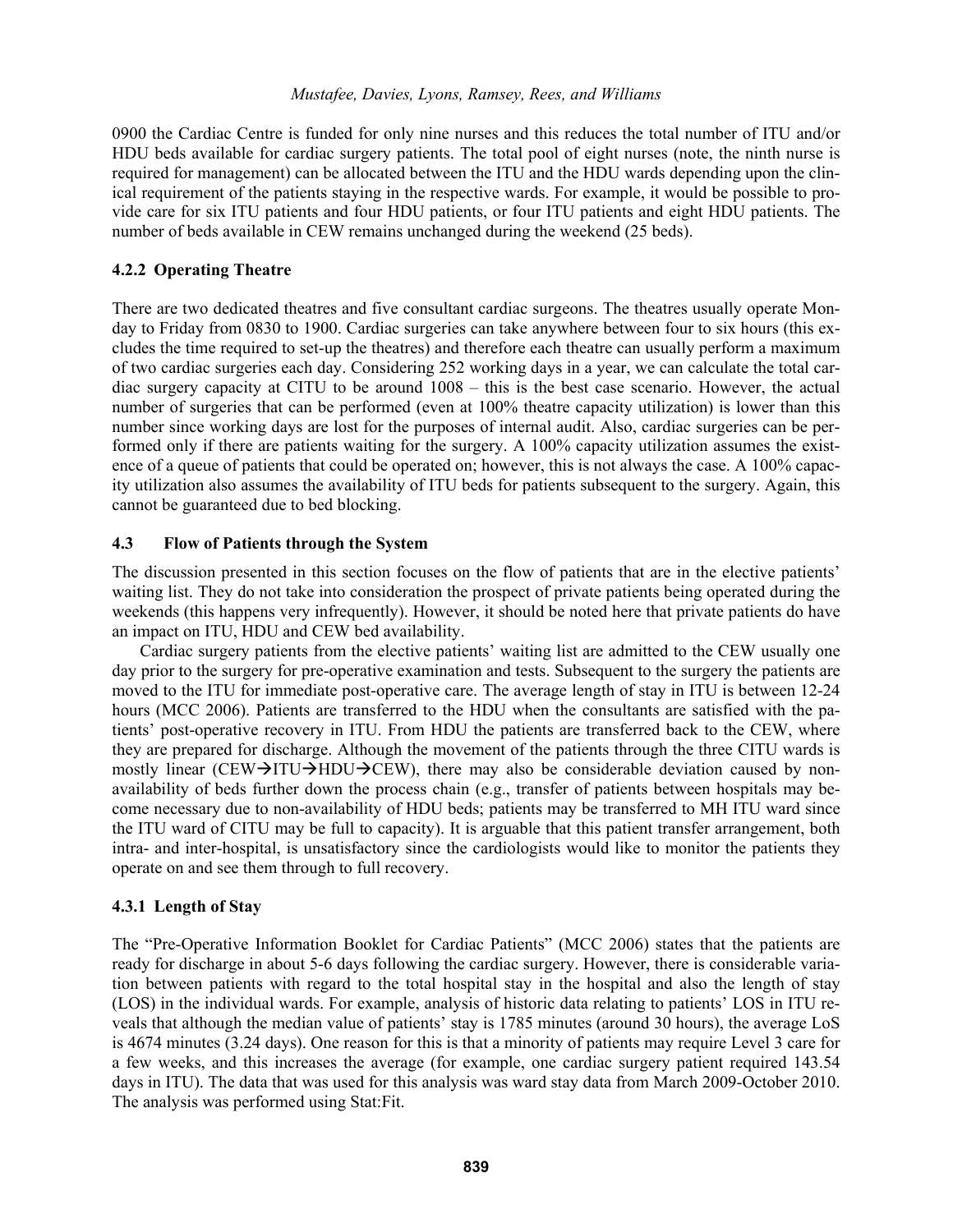0900 the Cardiac Centre is funded for only nine nurses and this reduces the total number of ITU and/or HDU beds available for cardiac surgery patients. The total pool of eight nurses (note, the ninth nurse is required for management) can be allocated between the ITU and the HDU wards depending upon the clinical requirement of the patients staying in the respective wards. For example, it would be possible to provide care for six ITU patients and four HDU patients, or four ITU patients and eight HDU patients. The number of beds available in CEW remains unchanged during the weekend (25 beds).

#### 4.2.2 Operating Theatre

There are two dedicated theatres and five consultant cardiac surgeons. The theatres usually operate Monday to Friday from 0830 to 1900. Cardiac surgeries can take anywhere between four to six hours (this excludes the time required to set-up the theatres) and therefore each theatre can usually perform a maximum of two cardiac surgeries each day. Considering 252 working days in a year, we can calculate the total cardiac surgery capacity at CITU to be around 1008 – this is the best case scenario. However, the actual number of surgeries that can be performed (even at 100% theatre capacity utilization) is lower than this number since working days are lost for the purposes of internal audit. Also, cardiac surgeries can be performed only if there are patients waiting for the surgery. A 100% capacity utilization assumes the existence of a queue of patients that could be operated on; however, this is not always the case. A 100% capacity utilization also assumes the availability of ITU beds for patients subsequent to the surgery. Again, this cannot be guaranteed due to bed blocking.

### 4.3 Flow of Patients through the System

The discussion presented in this section focuses on the flow of patients that are in the elective patients' waiting list. They do not take into consideration the prospect of private patients being operated during the weekends (this happens very infrequently). However, it should be noted here that private patients do have an impact on ITU, HDU and CEW bed availability.

Cardiac surgery patients from the elective patients' waiting list are admitted to the CEW usually one day prior to the surgery for pre-operative examination and tests. Subsequent to the surgery the patients are moved to the ITU for immediate post-operative care. The average length of stay in ITU is between 12-24 hours (MCC 2006). Patients are transferred to the HDU when the consultants are satisfied with the patients' post-operative recovery in ITU. From HDU the patients are transferred back to the CEW, where they are prepared for discharge. Although the movement of the patients through the three CITU wards is mostly linear (CEW→ITU→HDU→CEW), there may also be considerable deviation caused by non-availability of beds further down the process chain (e.g., transfer of patients between hospitals may become necessary due to non-availability of HDU beds; patients may be transferred to MH ITU ward since the ITU ward of CITU may be full to capacity). It is arguable that this patient transfer arrangement, both intra- and inter-hospital, is unsatisfactory since the cardiologists would like to monitor the patients they operate on and see them through to full recovery.

#### 4.3.1 Length of Stay

The "Pre-Operative Information Booklet for Cardiac Patients" (MCC 2006) states that the patients are ready for discharge in about 5-6 days following the cardiac surgery. However, there is considerable variation between patients with regard to the total hospital stay in the hospital and also the length of stay (LOS) in the individual wards. For example, analysis of historic data relating to patients' LOS in ITU reveals that although the median value of patients' stay is 1785 minutes (around 30 hours), the average LoS is 4674 minutes (3.24 days). One reason for this is that a minority of patients may require Level 3 care for a few weeks, and this increases the average (for example, one cardiac surgery patient required 143.54 days in ITU). The data that was used for this analysis was ward stay data from March 2009-October 2010. The analysis was performed using Stat:Fit.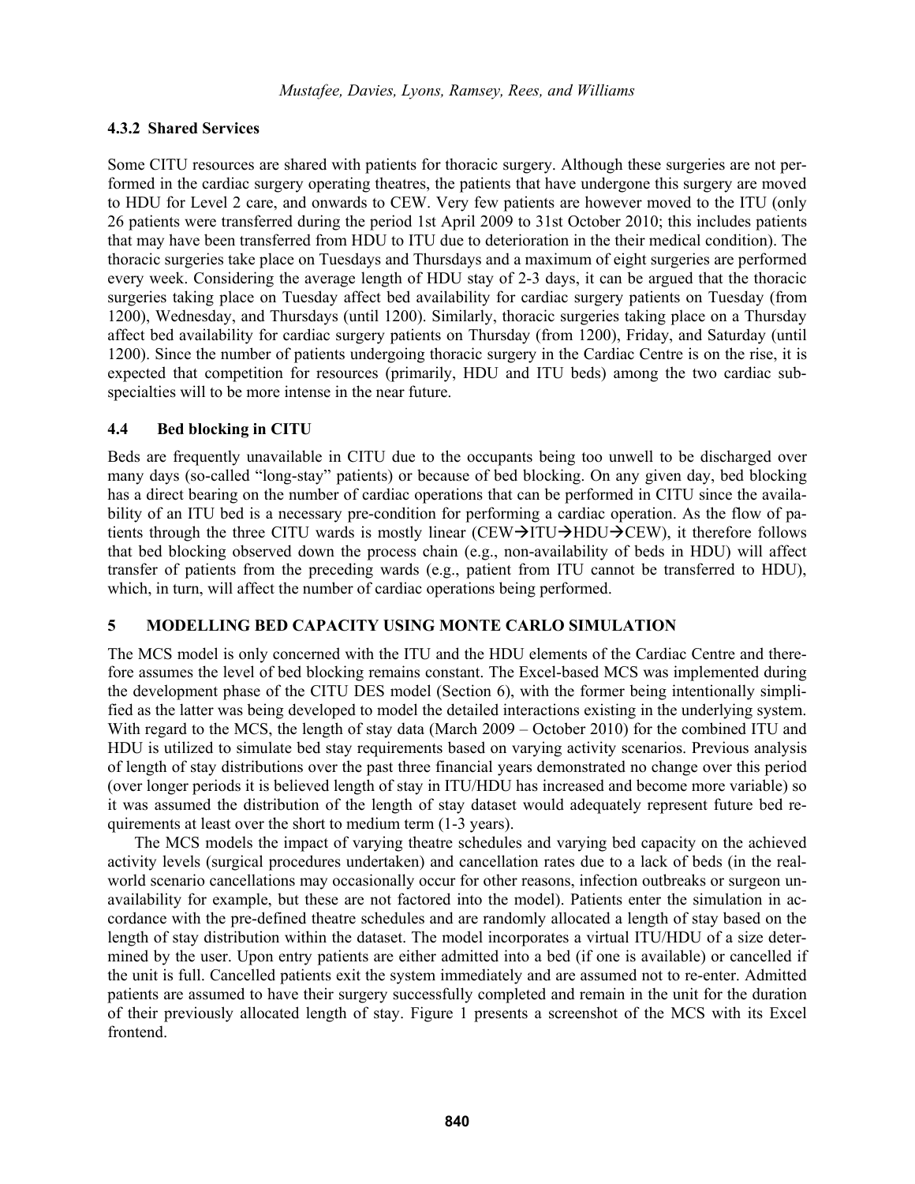#### 4.3.2 Shared Services

Some CITU resources are shared with patients for thoracic surgery. Although these surgeries are not performed in the cardiac surgery operating theatres, the patients that have undergone this surgery are moved to HDU for Level 2 care, and onwards to CEW. Very few patients are however moved to the ITU (only 26 patients were transferred during the period 1st April 2009 to 31st October 2010; this includes patients that may have been transferred from HDU to ITU due to deterioration in the their medical condition). The thoracic surgeries take place on Tuesdays and Thursdays and a maximum of eight surgeries are performed every week. Considering the average length of HDU stay of 2-3 days, it can be argued that the thoracic surgeries taking place on Tuesday affect bed availability for cardiac surgery patients on Tuesday (from 1200), Wednesday, and Thursdays (until 1200). Similarly, thoracic surgeries taking place on a Thursday affect bed availability for cardiac surgery patients on Thursday (from 1200), Friday, and Saturday (until 1200). Since the number of patients undergoing thoracic surgery in the Cardiac Centre is on the rise, it is expected that competition for resources (primarily, HDU and ITU beds) among the two cardiac sub-specialties will to be more intense in the near future.

### 4.4 Bed blocking in CITU

Beds are frequently unavailable in CITU due to the occupants being too unwell to be discharged over many days (so-called "long-stay" patients) or because of bed blocking. On any given day, bed blocking has a direct bearing on the number of cardiac operations that can be performed in CITU since the availability of an ITU bed is a necessary pre-condition for performing a cardiac operation. As the flow of patients through the three CITU wards is mostly linear (CEW→ITU→HDU→CEW), it therefore follows that bed blocking observed down the process chain (e.g., non-availability of beds in HDU) will affect transfer of patients from the preceding wards (e.g., patient from ITU cannot be transferred to HDU), which, in turn, will affect the number of cardiac operations being performed.

## 5 MODELLING BED CAPACITY USING MONTE CARLO SIMULATION

The MCS model is only concerned with the ITU and the HDU elements of the Cardiac Centre and therefore assumes the level of bed blocking remains constant. The Excel-based MCS was implemented during the development phase of the CITU DES model (Section 6), with the former being intentionally simplified as the latter was being developed to model the detailed interactions existing in the underlying system. With regard to the MCS, the length of stay data (March 2009 – October 2010) for the combined ITU and HDU is utilized to simulate bed stay requirements based on varying activity scenarios. Previous analysis of length of stay distributions over the past three financial years demonstrated no change over this period (over longer periods it is believed length of stay in ITU/HDU has increased and become more variable) so it was assumed the distribution of the length of stay dataset would adequately represent future bed requirements at least over the short to medium term (1-3 years).

The MCS models the impact of varying theatre schedules and varying bed capacity on the achieved activity levels (surgical procedures undertaken) and cancellation rates due to a lack of beds (in the real-world scenario cancellations may occasionally occur for other reasons, infection outbreaks or surgeon unavailability for example, but these are not factored into the model). Patients enter the simulation in accordance with the pre-defined theatre schedules and are randomly allocated a length of stay based on the length of stay distribution within the dataset. The model incorporates a virtual ITU/HDU of a size determined by the user. Upon entry patients are either admitted into a bed (if one is available) or cancelled if the unit is full. Cancelled patients exit the system immediately and are assumed not to re-enter. Admitted patients are assumed to have their surgery successfully completed and remain in the unit for the duration of their previously allocated length of stay. Figure 1 presents a screenshot of the MCS with its Excel frontend.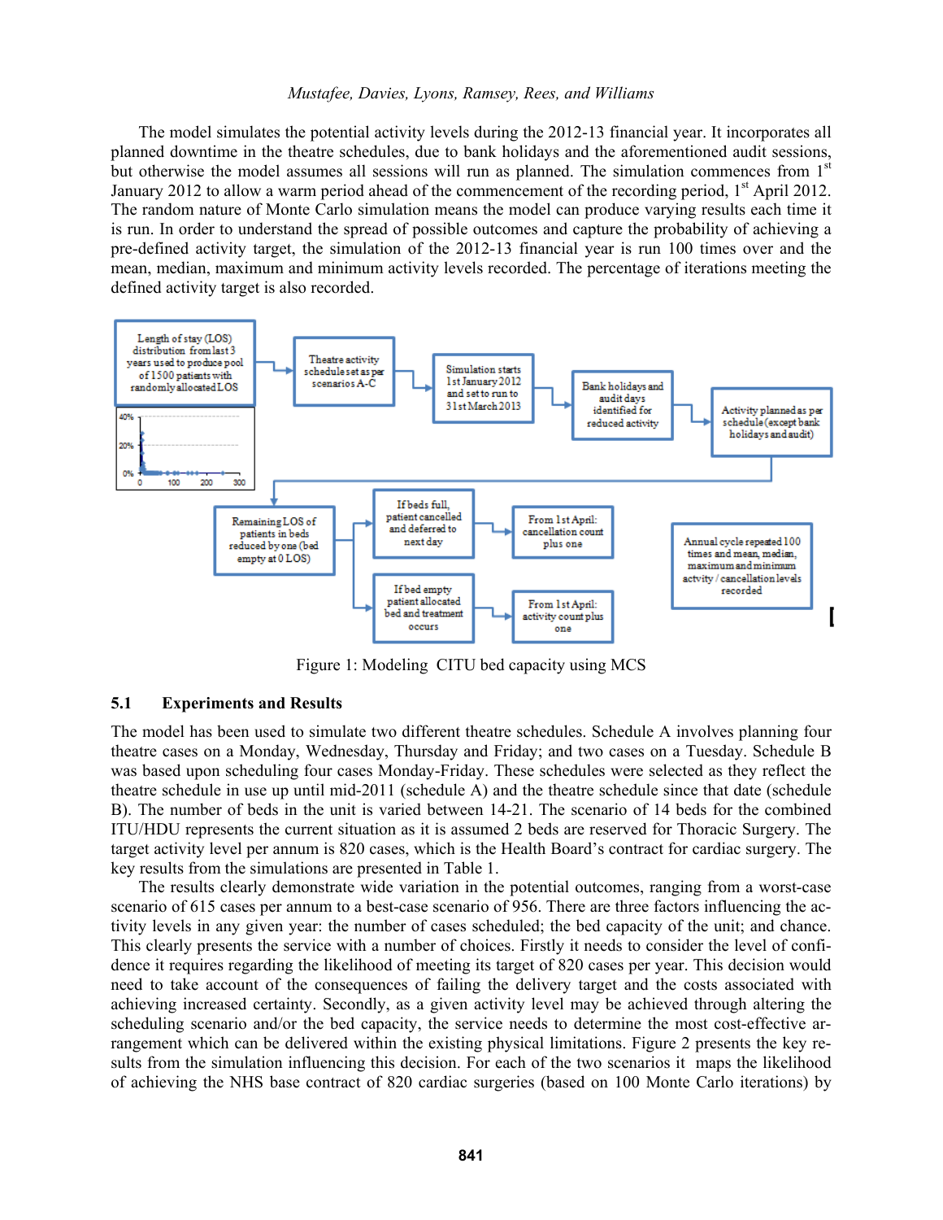The model simulates the potential activity levels during the 2012-13 financial year. It incorporates all planned downtime in the theatre schedules, due to bank holidays and the aforementioned audit sessions, but otherwise the model assumes all sessions will run as planned. The simulation commences from 1st January 2012 to allow a warm period ahead of the commencement of the recording period, 1st April 2012. The random nature of Monte Carlo simulation means the model can produce varying results each time it is run. In order to understand the spread of possible outcomes and capture the probability of achieving a pre-defined activity target, the simulation of the 2012-13 financial year is run 100 times over and the mean, median, maximum and minimum activity levels recorded. The percentage of iterations meeting the defined activity target is also recorded.

Figure 1: Modeling CITU bed capacity using MCS

## 5.1 Experiments and Results

The model has been used to simulate two different theatre schedules. Schedule A involves planning four theatre cases on a Monday, Wednesday, Thursday and Friday; and two cases on a Tuesday. Schedule B was based upon scheduling four cases Monday-Friday. These schedules were selected as they reflect the theatre schedule in use up until mid-2011 (schedule A) and the theatre schedule since that date (schedule B). The number of beds in the unit is varied between 14-21. The scenario of 14 beds for the combined ITU/HDU represents the current situation as it is assumed 2 beds are reserved for Thoracic Surgery. The target activity level per annum is 820 cases, which is the Health Board's contract for cardiac surgery. The key results from the simulations are presented in Table 1.

The results clearly demonstrate wide variation in the potential outcomes, ranging from a worst-case scenario of 615 cases per annum to a best-case scenario of 956. There are three factors influencing the activity levels in any given year: the number of cases scheduled; the bed capacity of the unit; and chance. This clearly presents the service with a number of choices. Firstly it needs to consider the level of confidence it requires regarding the likelihood of meeting its target of 820 cases per year. This decision would need to take account of the consequences of failing the delivery target and the costs associated with achieving increased certainty. Secondly, as a given activity level may be achieved through altering the scheduling scenario and/or the bed capacity, the service needs to determine the most cost-effective arrangement which can be delivered within the existing physical limitations. Figure 2 presents the key results from the simulation influencing this decision. For each of the two scenarios it maps the likelihood of achieving the NHS base contract of 820 cardiac surgeries (based on 100 Monte Carlo iterations) by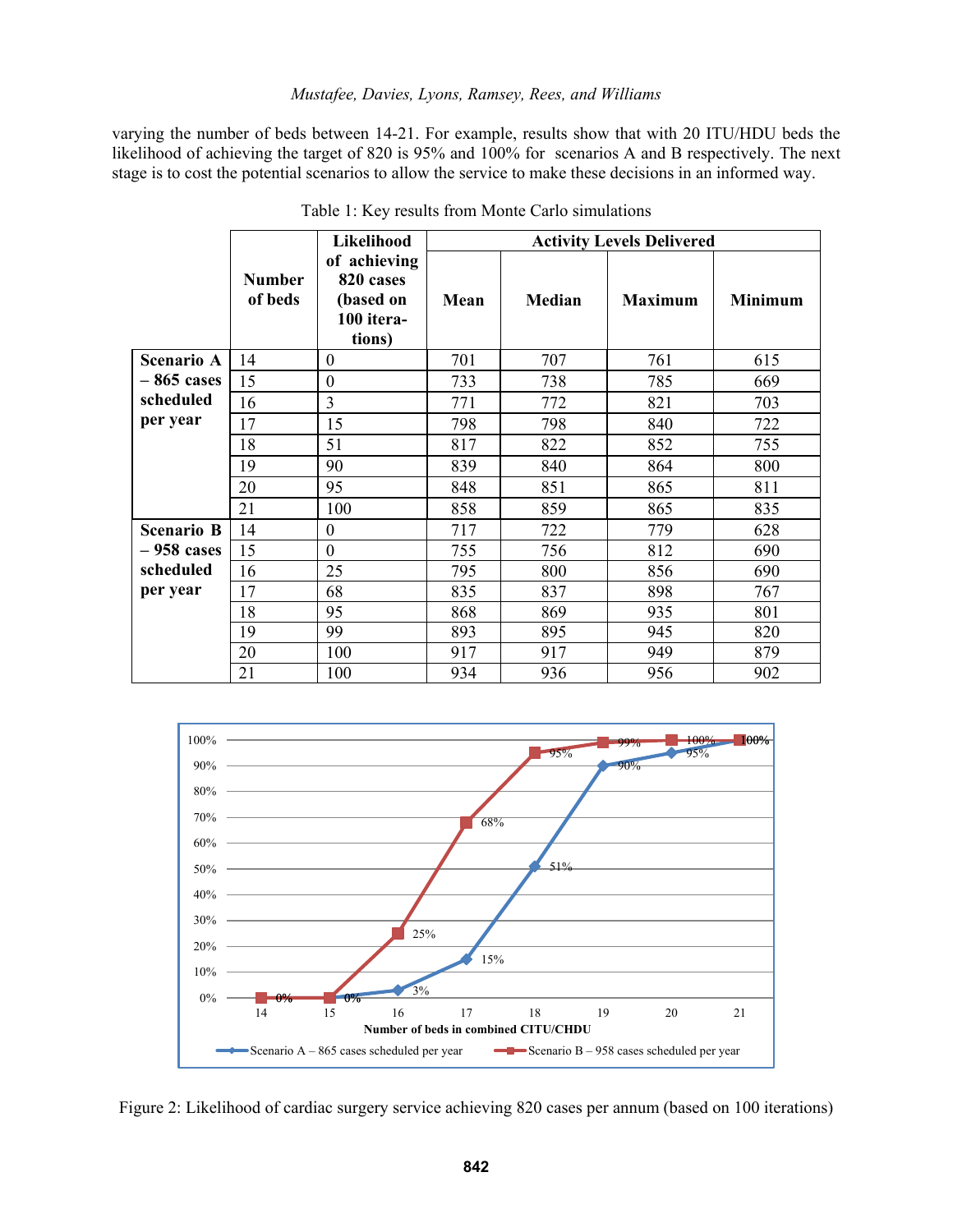varying the number of beds between 14-21. For example, results show that with 20 ITU/HDU beds the likelihood of achieving the target of 820 is 95% and 100% for scenarios A and B respectively. The next stage is to cost the potential scenarios to allow the service to make these decisions in an informed way.

Table 1: Key results from Monte Carlo simulations

| | Number of beds | Likelihood of achieving 820 cases (based on 100 iterations) | Activity Levels Delivered | | | |
|---|---|---|---|---|---|---|
| | | | Mean | Median | Maximum | Minimum |
| **Scenario A – 865 cases scheduled per year** | 14 | 0 | 701 | 707 | 761 | 615 |
| | 15 | 0 | 733 | 738 | 785 | 669 |
| | 16 | 3 | 771 | 772 | 821 | 703 |
| | 17 | 15 | 798 | 798 | 840 | 722 |
| | 18 | 51 | 817 | 822 | 852 | 755 |
| | 19 | 90 | 839 | 840 | 864 | 800 |
| | 20 | 95 | 848 | 851 | 865 | 811 |
| | 21 | 100 | 858 | 859 | 865 | 835 |
| **Scenario B – 958 cases scheduled per year** | 14 | 0 | 717 | 722 | 779 | 628 |
| | 15 | 0 | 755 | 756 | 812 | 690 |
| | 16 | 25 | 795 | 800 | 856 | 690 |
| | 17 | 68 | 835 | 837 | 898 | 767 |
| | 18 | 95 | 868 | 869 | 935 | 801 |
| | 19 | 99 | 893 | 895 | 945 | 820 |
| | 20 | 100 | 917 | 917 | 949 | 879 |
| | 21 | 100 | 934 | 936 | 956 | 902 |

Figure 2: Likelihood of cardiac surgery service achieving 820 cases per annum (based on 100 iterations)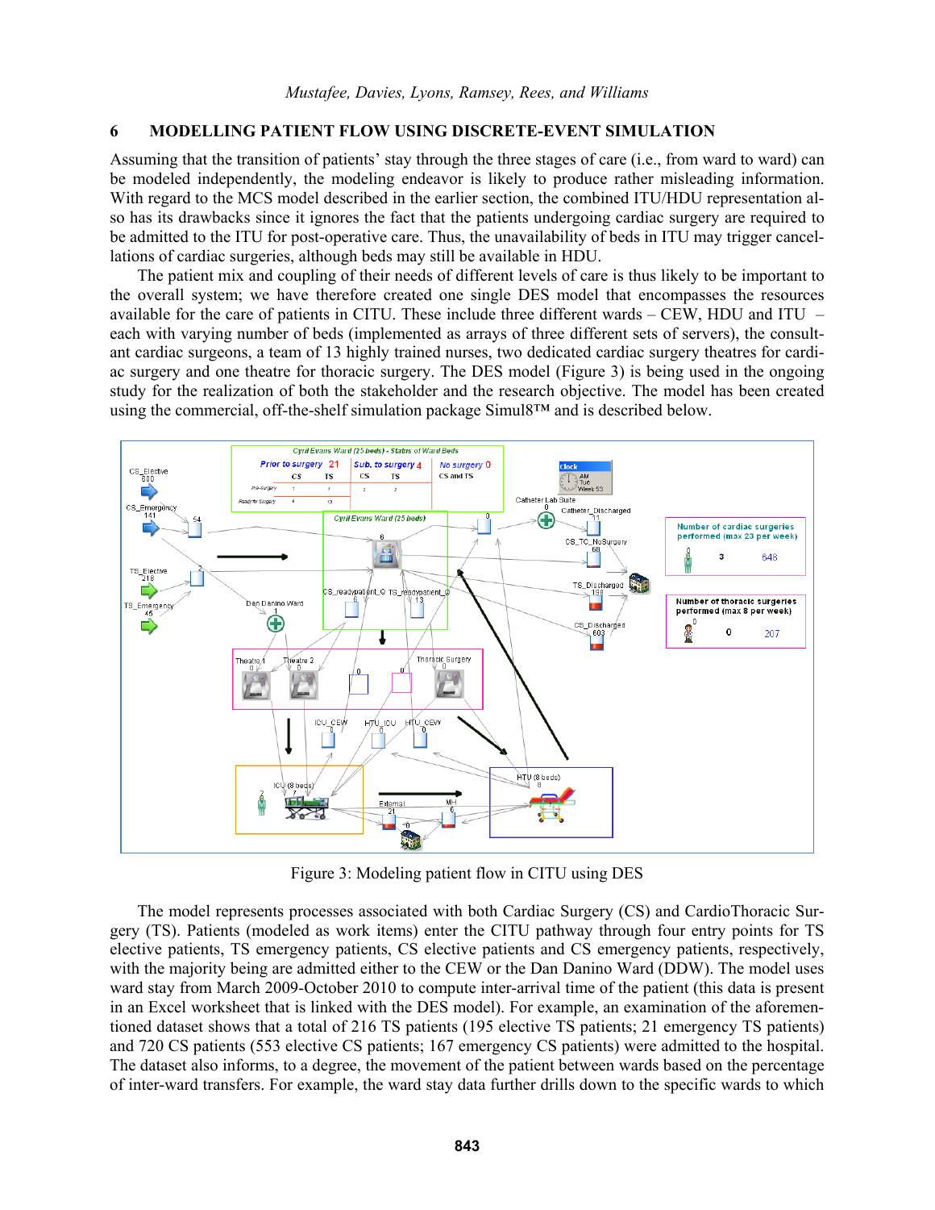## 6 MODELLING PATIENT FLOW USING DISCRETE-EVENT SIMULATION

Assuming that the transition of patients' stay through the three stages of care (i.e., from ward to ward) can be modeled independently, the modeling endeavor is likely to produce rather misleading information. With regard to the MCS model described in the earlier section, the combined ITU/HDU representation also has its drawbacks since it ignores the fact that the patients undergoing cardiac surgery are required to be admitted to the ITU for post-operative care. Thus, the unavailability of beds in ITU may trigger cancellations of cardiac surgeries, although beds may still be available in HDU.

The patient mix and coupling of their needs of different levels of care is thus likely to be important to the overall system; we have therefore created one single DES model that encompasses the resources available for the care of patients in CITU. These include three different wards – CEW, HDU and ITU – each with varying number of beds (implemented as arrays of three different sets of servers), the consultant cardiac surgeons, a team of 13 highly trained nurses, two dedicated cardiac surgery theatres for cardiac surgery and one theatre for thoracic surgery. The DES model (Figure 3) is being used in the ongoing study for the realization of both the stakeholder and the research objective. The model has been created using the commercial, off-the-shelf simulation package Simul8™ and is described below.

Figure 3: Modeling patient flow in CITU using DES

The model represents processes associated with both Cardiac Surgery (CS) and CardioThoracic Surgery (TS). Patients (modeled as work items) enter the CITU pathway through four entry points for TS elective patients, TS emergency patients, CS elective patients and CS emergency patients, respectively, with the majority being are admitted either to the CEW or the Dan Danino Ward (DDW). The model uses ward stay from March 2009-October 2010 to compute inter-arrival time of the patient (this data is present in an Excel worksheet that is linked with the DES model). For example, an examination of the aforementioned dataset shows that a total of 216 TS patients (195 elective TS patients; 21 emergency TS patients) and 720 CS patients (553 elective CS patients; 167 emergency CS patients) were admitted to the hospital. The dataset also informs, to a degree, the movement of the patient between wards based on the percentage of inter-ward transfers. For example, the ward stay data further drills down to the specific wards to which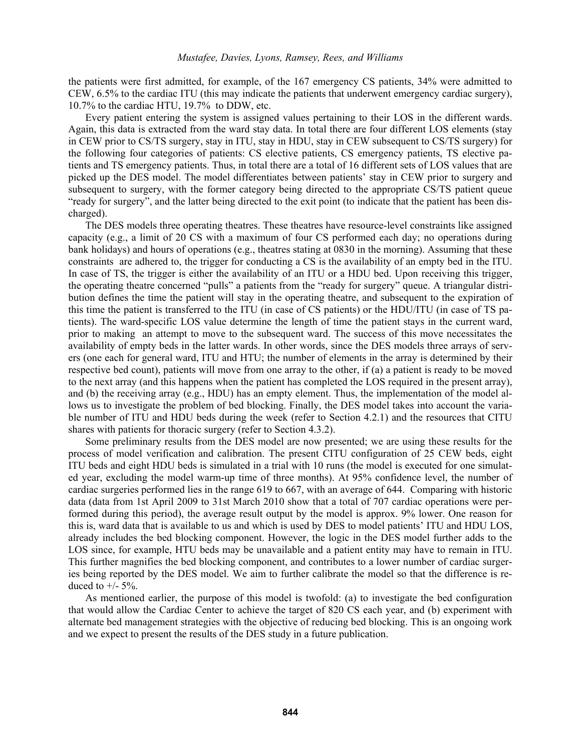the patients were first admitted, for example, of the 167 emergency CS patients, 34% were admitted to CEW, 6.5% to the cardiac ITU (this may indicate the patients that underwent emergency cardiac surgery), 10.7% to the cardiac HTU, 19.7% to DDW, etc.

Every patient entering the system is assigned values pertaining to their LOS in the different wards. Again, this data is extracted from the ward stay data. In total there are four different LOS elements (stay in CEW prior to CS/TS surgery, stay in ITU, stay in HDU, stay in CEW subsequent to CS/TS surgery) for the following four categories of patients: CS elective patients, CS emergency patients, TS elective patients and TS emergency patients. Thus, in total there are a total of 16 different sets of LOS values that are picked up the DES model. The model differentiates between patients' stay in CEW prior to surgery and subsequent to surgery, with the former category being directed to the appropriate CS/TS patient queue "ready for surgery", and the latter being directed to the exit point (to indicate that the patient has been discharged).

The DES models three operating theatres. These theatres have resource-level constraints like assigned capacity (e.g., a limit of 20 CS with a maximum of four CS performed each day; no operations during bank holidays) and hours of operations (e.g., theatres stating at 0830 in the morning). Assuming that these constraints are adhered to, the trigger for conducting a CS is the availability of an empty bed in the ITU. In case of TS, the trigger is either the availability of an ITU or a HDU bed. Upon receiving this trigger, the operating theatre concerned "pulls" a patients from the "ready for surgery" queue. A triangular distribution defines the time the patient will stay in the operating theatre, and subsequent to the expiration of this time the patient is transferred to the ITU (in case of CS patients) or the HDU/ITU (in case of TS patients). The ward-specific LOS value determine the length of time the patient stays in the current ward, prior to making an attempt to move to the subsequent ward. The success of this move necessitates the availability of empty beds in the latter wards. In other words, since the DES models three arrays of servers (one each for general ward, ITU and HTU; the number of elements in the array is determined by their respective bed count), patients will move from one array to the other, if (a) a patient is ready to be moved to the next array (and this happens when the patient has completed the LOS required in the present array), and (b) the receiving array (e.g., HDU) has an empty element. Thus, the implementation of the model allows us to investigate the problem of bed blocking. Finally, the DES model takes into account the variable number of ITU and HDU beds during the week (refer to Section 4.2.1) and the resources that CITU shares with patients for thoracic surgery (refer to Section 4.3.2).

Some preliminary results from the DES model are now presented; we are using these results for the process of model verification and calibration. The present CITU configuration of 25 CEW beds, eight ITU beds and eight HDU beds is simulated in a trial with 10 runs (the model is executed for one simulated year, excluding the model warm-up time of three months). At 95% confidence level, the number of cardiac surgeries performed lies in the range 619 to 667, with an average of 644. Comparing with historic data (data from 1st April 2009 to 31st March 2010 show that a total of 707 cardiac operations were performed during this period), the average result output by the model is approx. 9% lower. One reason for this is, ward data that is available to us and which is used by DES to model patients' ITU and HDU LOS, already includes the bed blocking component. However, the logic in the DES model further adds to the LOS since, for example, HTU beds may be unavailable and a patient entity may have to remain in ITU. This further magnifies the bed blocking component, and contributes to a lower number of cardiac surgeries being reported by the DES model. We aim to further calibrate the model so that the difference is reduced to +/- 5%.

As mentioned earlier, the purpose of this model is twofold: (a) to investigate the bed configuration that would allow the Cardiac Center to achieve the target of 820 CS each year, and (b) experiment with alternate bed management strategies with the objective of reducing bed blocking. This is an ongoing work and we expect to present the results of the DES study in a future publication.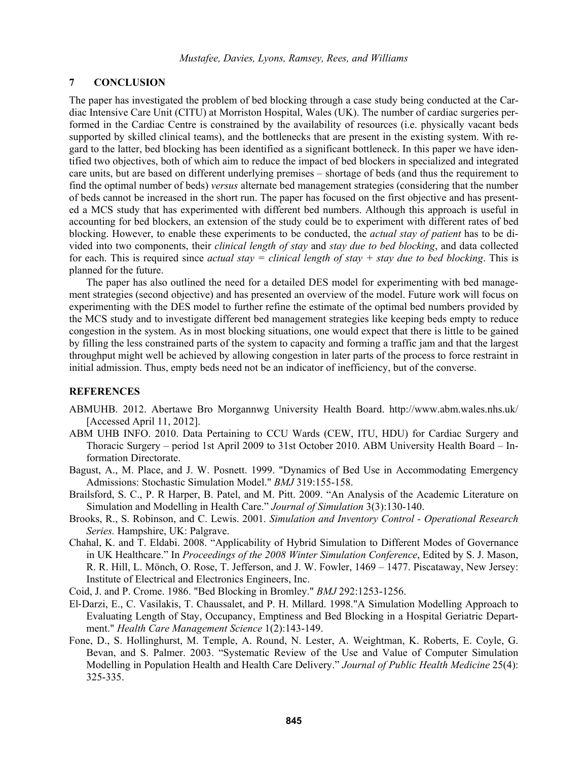## 7 CONCLUSION

The paper has investigated the problem of bed blocking through a case study being conducted at the Cardiac Intensive Care Unit (CITU) at Morriston Hospital, Wales (UK). The number of cardiac surgeries performed in the Cardiac Centre is constrained by the availability of resources (i.e. physically vacant beds supported by skilled clinical teams), and the bottlenecks that are present in the existing system. With regard to the latter, bed blocking has been identified as a significant bottleneck. In this paper we have identified two objectives, both of which aim to reduce the impact of bed blockers in specialized and integrated care units, but are based on different underlying premises – shortage of beds (and thus the requirement to find the optimal number of beds) *versus* alternate bed management strategies (considering that the number of beds cannot be increased in the short run. The paper has focused on the first objective and has presented a MCS study that has experimented with different bed numbers. Although this approach is useful in accounting for bed blockers, an extension of the study could be to experiment with different rates of bed blocking. However, to enable these experiments to be conducted, the *actual stay of patient* has to be divided into two components, their *clinical length of stay* and *stay due to bed blocking*, and data collected for each. This is required since *actual stay = clinical length of stay + stay due to bed blocking*. This is planned for the future.

The paper has also outlined the need for a detailed DES model for experimenting with bed management strategies (second objective) and has presented an overview of the model. Future work will focus on experimenting with the DES model to further refine the estimate of the optimal bed numbers provided by the MCS study and to investigate different bed management strategies like keeping beds empty to reduce congestion in the system. As in most blocking situations, one would expect that there is little to be gained by filling the less constrained parts of the system to capacity and forming a traffic jam and that the largest throughput might well be achieved by allowing congestion in later parts of the process to force restraint in initial admission. Thus, empty beds need not be an indicator of inefficiency, but of the converse.

## REFERENCES

ABMUHB. 2012. Abertawe Bro Morgannwg University Health Board. http://www.abm.wales.nhs.uk/ [Accessed April 11, 2012].

ABM UHB INFO. 2010. Data Pertaining to CCU Wards (CEW, ITU, HDU) for Cardiac Surgery and Thoracic Surgery – period 1st April 2009 to 31st October 2010. ABM University Health Board – Information Directorate.

Bagust, A., M. Place, and J. W. Posnett. 1999. "Dynamics of Bed Use in Accommodating Emergency Admissions: Stochastic Simulation Model." *BMJ* 319:155-158.

Brailsford, S. C., P. R Harper, B. Patel, and M. Pitt. 2009. "An Analysis of the Academic Literature on Simulation and Modelling in Health Care." *Journal of Simulation* 3(3):130-140.

Brooks, R., S. Robinson, and C. Lewis. 2001. *Simulation and Inventory Control - Operational Research Series.* Hampshire, UK: Palgrave.

Chahal, K. and T. Eldabi. 2008. "Applicability of Hybrid Simulation to Different Modes of Governance in UK Healthcare." In *Proceedings of the 2008 Winter Simulation Conference*, Edited by S. J. Mason, R. R. Hill, L. Mönch, O. Rose, T. Jefferson, and J. W. Fowler, 1469 – 1477. Piscataway, New Jersey: Institute of Electrical and Electronics Engineers, Inc.

Coid, J. and P. Crome. 1986. "Bed Blocking in Bromley." *BMJ* 292:1253-1256.

El-Darzi, E., C. Vasilakis, T. Chaussalet, and P. H. Millard. 1998."A Simulation Modelling Approach to Evaluating Length of Stay, Occupancy, Emptiness and Bed Blocking in a Hospital Geriatric Department." *Health Care Management Science* 1(2):143-149.

Fone, D., S. Hollinghurst, M. Temple, A. Round, N. Lester, A. Weightman, K. Roberts, E. Coyle, G. Bevan, and S. Palmer. 2003. "Systematic Review of the Use and Value of Computer Simulation Modelling in Population Health and Health Care Delivery." *Journal of Public Health Medicine* 25(4): 325-335.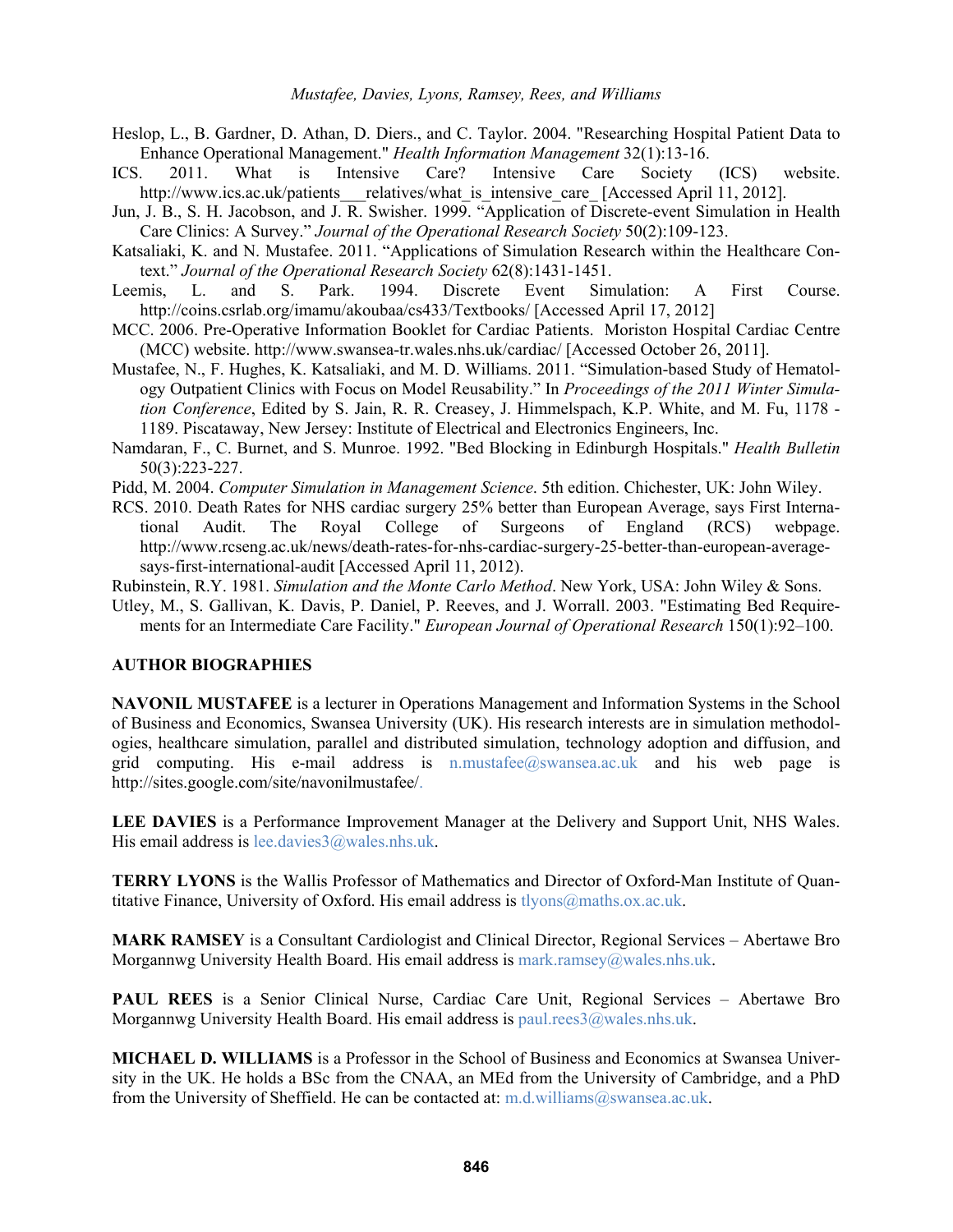Heslop, L., B. Gardner, D. Athan, D. Diers., and C. Taylor. 2004. "Researching Hospital Patient Data to Enhance Operational Management." *Health Information Management* 32(1):13-16.

ICS. 2011. What is Intensive Care? Intensive Care Society (ICS) website. http://www.ics.ac.uk/patients___relatives/what_is_intensive_care_ [Accessed April 11, 2012].

Jun, J. B., S. H. Jacobson, and J. R. Swisher. 1999. "Application of Discrete-event Simulation in Health Care Clinics: A Survey." *Journal of the Operational Research Society* 50(2):109-123.

Katsaliaki, K. and N. Mustafee. 2011. "Applications of Simulation Research within the Healthcare Context." *Journal of the Operational Research Society* 62(8):1431-1451.

Leemis, L. and S. Park. 1994. Discrete Event Simulation: A First Course. http://coins.csrlab.org/imamu/akoubaa/cs433/Textbooks/ [Accessed April 17, 2012]

MCC. 2006. Pre-Operative Information Booklet for Cardiac Patients. Moriston Hospital Cardiac Centre (MCC) website. http://www.swansea-tr.wales.nhs.uk/cardiac/ [Accessed October 26, 2011].

Mustafee, N., F. Hughes, K. Katsaliaki, and M. D. Williams. 2011. "Simulation-based Study of Hematology Outpatient Clinics with Focus on Model Reusability." In *Proceedings of the 2011 Winter Simulation Conference*, Edited by S. Jain, R. R. Creasey, J. Himmelspach, K.P. White, and M. Fu, 1178 - 1189. Piscataway, New Jersey: Institute of Electrical and Electronics Engineers, Inc.

Namdaran, F., C. Burnet, and S. Munroe. 1992. "Bed Blocking in Edinburgh Hospitals." *Health Bulletin* 50(3):223-227.

Pidd, M. 2004. *Computer Simulation in Management Science*. 5th edition. Chichester, UK: John Wiley.

RCS. 2010. Death Rates for NHS cardiac surgery 25% better than European Average, says First International Audit. The Royal College of Surgeons of England (RCS) webpage. http://www.rcseng.ac.uk/news/death-rates-for-nhs-cardiac-surgery-25-better-than-european-average-says-first-international-audit [Accessed April 11, 2012).

Rubinstein, R.Y. 1981. *Simulation and the Monte Carlo Method*. New York, USA: John Wiley & Sons.

Utley, M., S. Gallivan, K. Davis, P. Daniel, P. Reeves, and J. Worrall. 2003. "Estimating Bed Requirements for an Intermediate Care Facility." *European Journal of Operational Research* 150(1):92–100.

## AUTHOR BIOGRAPHIES

**NAVONIL MUSTAFEE** is a lecturer in Operations Management and Information Systems in the School of Business and Economics, Swansea University (UK). His research interests are in simulation methodologies, healthcare simulation, parallel and distributed simulation, technology adoption and diffusion, and grid computing. His e-mail address is n.mustafee@swansea.ac.uk and his web page is http://sites.google.com/site/navonilmustafee/.

**LEE DAVIES** is a Performance Improvement Manager at the Delivery and Support Unit, NHS Wales. His email address is lee.davies3@wales.nhs.uk.

**TERRY LYONS** is the Wallis Professor of Mathematics and Director of Oxford-Man Institute of Quantitative Finance, University of Oxford. His email address is tlyons@maths.ox.ac.uk.

**MARK RAMSEY** is a Consultant Cardiologist and Clinical Director, Regional Services – Abertawe Bro Morgannwg University Health Board. His email address is mark.ramsey@wales.nhs.uk.

**PAUL REES** is a Senior Clinical Nurse, Cardiac Care Unit, Regional Services – Abertawe Bro Morgannwg University Health Board. His email address is paul.rees3@wales.nhs.uk.

**MICHAEL D. WILLIAMS** is a Professor in the School of Business and Economics at Swansea University in the UK. He holds a BSc from the CNAA, an MEd from the University of Cambridge, and a PhD from the University of Sheffield. He can be contacted at: m.d.williams@swansea.ac.uk.